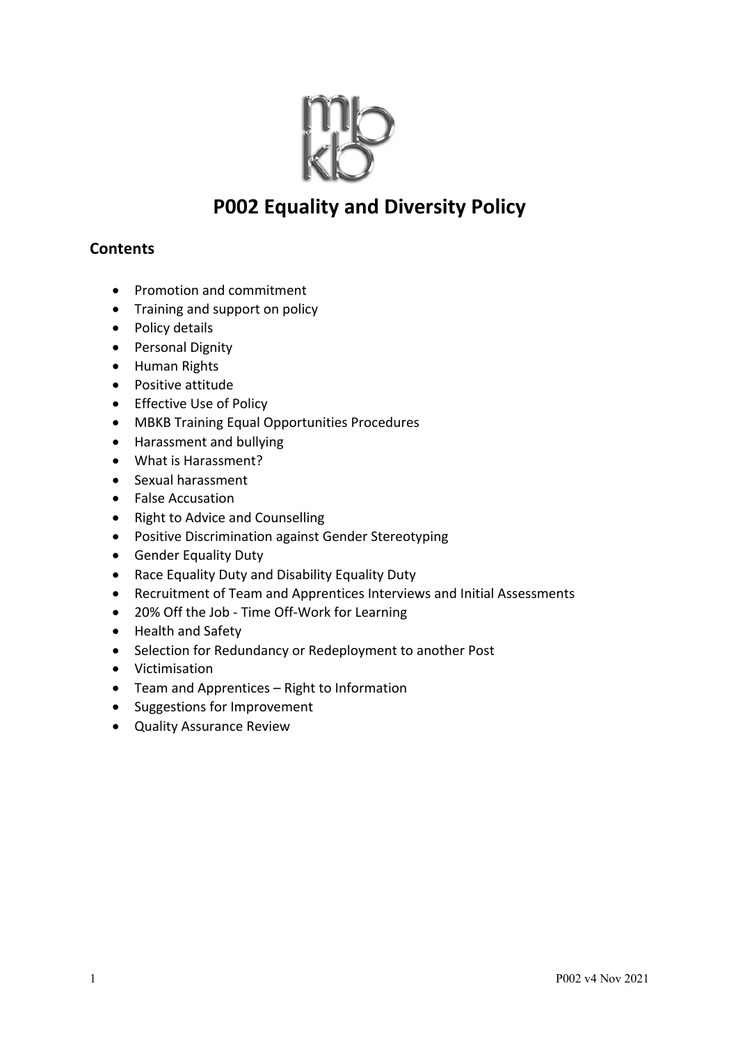# P002 Equality and Diversity Policy

## Contents

- Promotion and commitment
- Training and support on policy
- Policy details
- Personal Dignity
- Human Rights
- Positive attitude
- Effective Use of Policy
- MBKB Training Equal Opportunities Procedures
- Harassment and bullying
- What is Harassment?
- Sexual harassment
- False Accusation
- Right to Advice and Counselling
- Positive Discrimination against Gender Stereotyping
- Gender Equality Duty
- Race Equality Duty and Disability Equality Duty
- Recruitment of Team and Apprentices Interviews and Initial Assessments
- 20% Off the Job - Time Off-Work for Learning
- Health and Safety
- Selection for Redundancy or Redeployment to another Post
- Victimisation
- Team and Apprentices – Right to Information
- Suggestions for Improvement
- Quality Assurance Review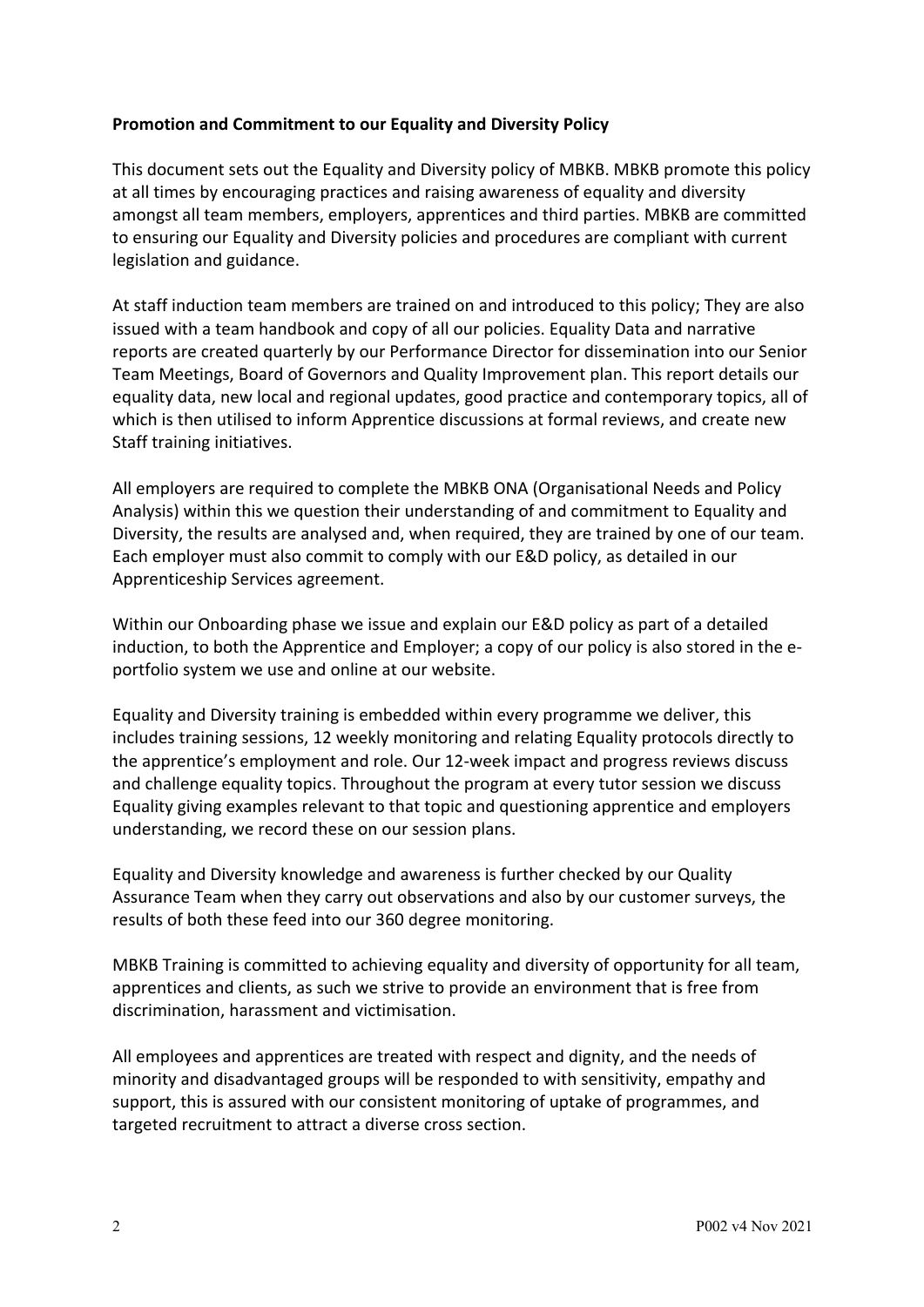**Promotion and Commitment to our Equality and Diversity Policy**

This document sets out the Equality and Diversity policy of MBKB. MBKB promote this policy at all times by encouraging practices and raising awareness of equality and diversity amongst all team members, employers, apprentices and third parties. MBKB are committed to ensuring our Equality and Diversity policies and procedures are compliant with current legislation and guidance.

At staff induction team members are trained on and introduced to this policy; They are also issued with a team handbook and copy of all our policies. Equality Data and narrative reports are created quarterly by our Performance Director for dissemination into our Senior Team Meetings, Board of Governors and Quality Improvement plan. This report details our equality data, new local and regional updates, good practice and contemporary topics, all of which is then utilised to inform Apprentice discussions at formal reviews, and create new Staff training initiatives.

All employers are required to complete the MBKB ONA (Organisational Needs and Policy Analysis) within this we question their understanding of and commitment to Equality and Diversity, the results are analysed and, when required, they are trained by one of our team. Each employer must also commit to comply with our E&D policy, as detailed in our Apprenticeship Services agreement.

Within our Onboarding phase we issue and explain our E&D policy as part of a detailed induction, to both the Apprentice and Employer; a copy of our policy is also stored in the e-portfolio system we use and online at our website.

Equality and Diversity training is embedded within every programme we deliver, this includes training sessions, 12 weekly monitoring and relating Equality protocols directly to the apprentice's employment and role. Our 12-week impact and progress reviews discuss and challenge equality topics. Throughout the program at every tutor session we discuss Equality giving examples relevant to that topic and questioning apprentice and employers understanding, we record these on our session plans.

Equality and Diversity knowledge and awareness is further checked by our Quality Assurance Team when they carry out observations and also by our customer surveys, the results of both these feed into our 360 degree monitoring.

MBKB Training is committed to achieving equality and diversity of opportunity for all team, apprentices and clients, as such we strive to provide an environment that is free from discrimination, harassment and victimisation.

All employees and apprentices are treated with respect and dignity, and the needs of minority and disadvantaged groups will be responded to with sensitivity, empathy and support, this is assured with our consistent monitoring of uptake of programmes, and targeted recruitment to attract a diverse cross section.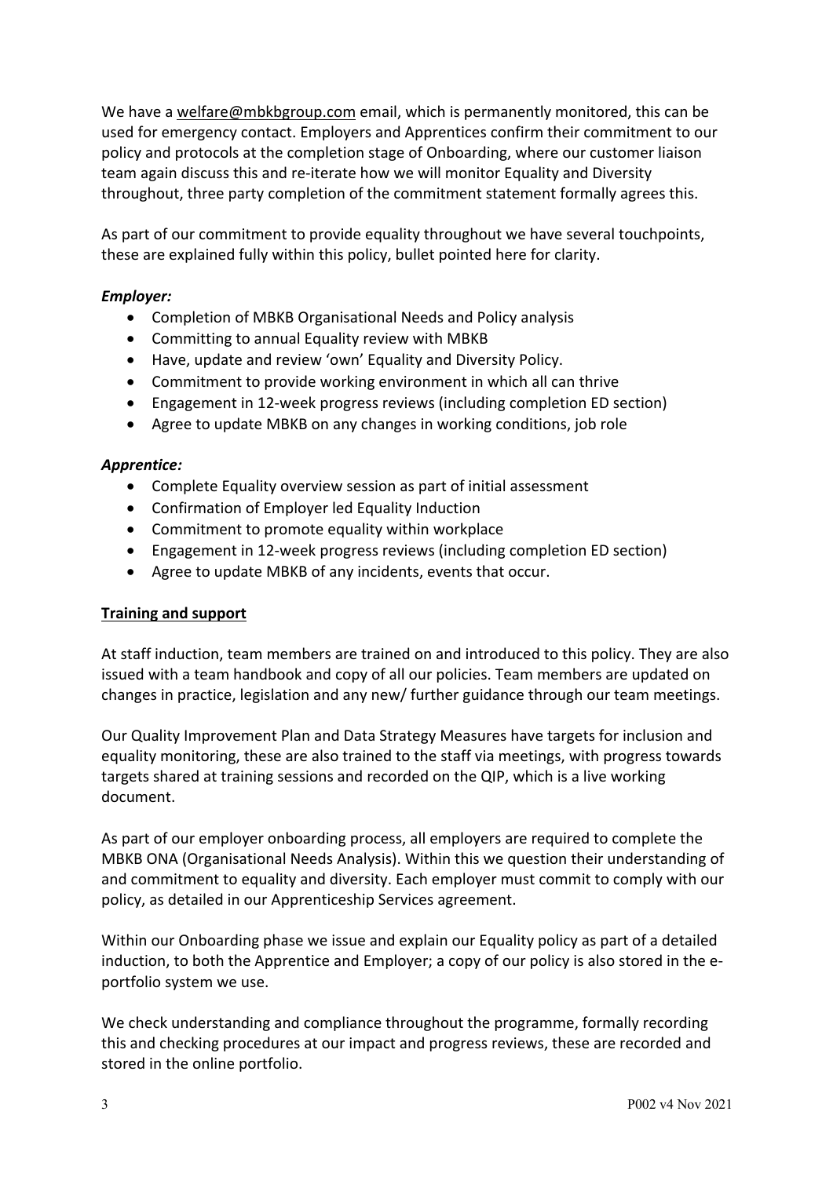We have a welfare@mbkbgroup.com email, which is permanently monitored, this can be used for emergency contact. Employers and Apprentices confirm their commitment to our policy and protocols at the completion stage of Onboarding, where our customer liaison team again discuss this and re-iterate how we will monitor Equality and Diversity throughout, three party completion of the commitment statement formally agrees this.

As part of our commitment to provide equality throughout we have several touchpoints, these are explained fully within this policy, bullet pointed here for clarity.

***Employer:***

- Completion of MBKB Organisational Needs and Policy analysis
- Committing to annual Equality review with MBKB
- Have, update and review 'own' Equality and Diversity Policy.
- Commitment to provide working environment in which all can thrive
- Engagement in 12-week progress reviews (including completion ED section)
- Agree to update MBKB on any changes in working conditions, job role

***Apprentice:***

- Complete Equality overview session as part of initial assessment
- Confirmation of Employer led Equality Induction
- Commitment to promote equality within workplace
- Engagement in 12-week progress reviews (including completion ED section)
- Agree to update MBKB of any incidents, events that occur.

**Training and support**

At staff induction, team members are trained on and introduced to this policy. They are also issued with a team handbook and copy of all our policies. Team members are updated on changes in practice, legislation and any new/ further guidance through our team meetings.

Our Quality Improvement Plan and Data Strategy Measures have targets for inclusion and equality monitoring, these are also trained to the staff via meetings, with progress towards targets shared at training sessions and recorded on the QIP, which is a live working document.

As part of our employer onboarding process, all employers are required to complete the MBKB ONA (Organisational Needs Analysis). Within this we question their understanding of and commitment to equality and diversity. Each employer must commit to comply with our policy, as detailed in our Apprenticeship Services agreement.

Within our Onboarding phase we issue and explain our Equality policy as part of a detailed induction, to both the Apprentice and Employer; a copy of our policy is also stored in the e-portfolio system we use.

We check understanding and compliance throughout the programme, formally recording this and checking procedures at our impact and progress reviews, these are recorded and stored in the online portfolio.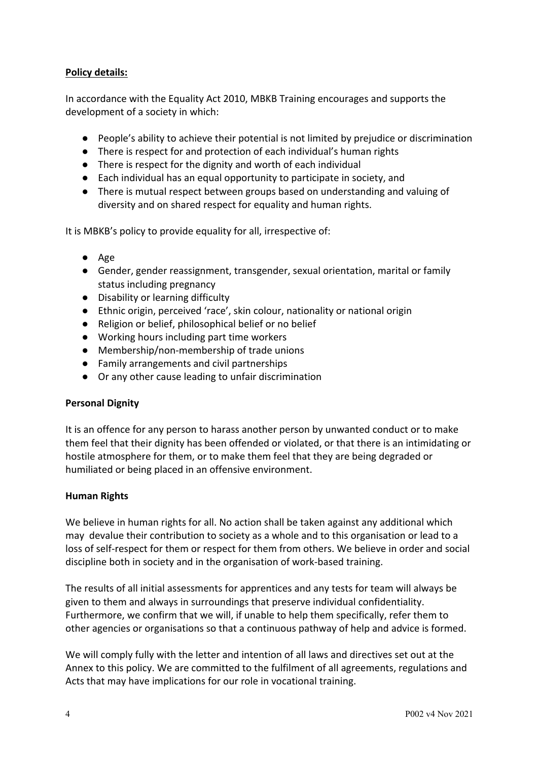**Policy details:**

In accordance with the Equality Act 2010, MBKB Training encourages and supports the development of a society in which:

- People's ability to achieve their potential is not limited by prejudice or discrimination
- There is respect for and protection of each individual's human rights
- There is respect for the dignity and worth of each individual
- Each individual has an equal opportunity to participate in society, and
- There is mutual respect between groups based on understanding and valuing of diversity and on shared respect for equality and human rights.

It is MBKB's policy to provide equality for all, irrespective of:

- Age
- Gender, gender reassignment, transgender, sexual orientation, marital or family status including pregnancy
- Disability or learning difficulty
- Ethnic origin, perceived 'race', skin colour, nationality or national origin
- Religion or belief, philosophical belief or no belief
- Working hours including part time workers
- Membership/non-membership of trade unions
- Family arrangements and civil partnerships
- Or any other cause leading to unfair discrimination

**Personal Dignity**

It is an offence for any person to harass another person by unwanted conduct or to make them feel that their dignity has been offended or violated, or that there is an intimidating or hostile atmosphere for them, or to make them feel that they are being degraded or humiliated or being placed in an offensive environment.

**Human Rights**

We believe in human rights for all. No action shall be taken against any additional which may devalue their contribution to society as a whole and to this organisation or lead to a loss of self-respect for them or respect for them from others. We believe in order and social discipline both in society and in the organisation of work-based training.

The results of all initial assessments for apprentices and any tests for team will always be given to them and always in surroundings that preserve individual confidentiality. Furthermore, we confirm that we will, if unable to help them specifically, refer them to other agencies or organisations so that a continuous pathway of help and advice is formed.

We will comply fully with the letter and intention of all laws and directives set out at the Annex to this policy. We are committed to the fulfilment of all agreements, regulations and Acts that may have implications for our role in vocational training.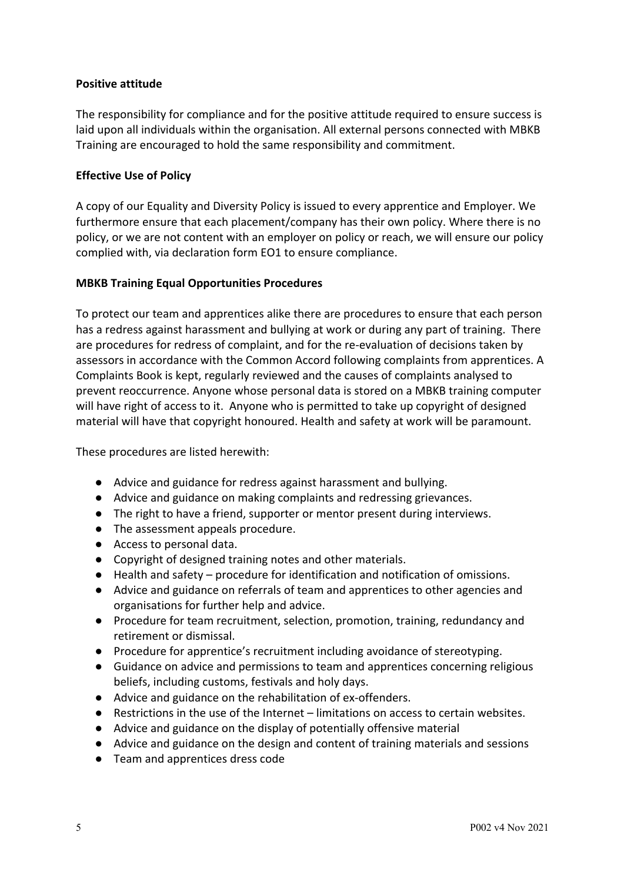**Positive attitude**

The responsibility for compliance and for the positive attitude required to ensure success is laid upon all individuals within the organisation. All external persons connected with MBKB Training are encouraged to hold the same responsibility and commitment.

**Effective Use of Policy**

A copy of our Equality and Diversity Policy is issued to every apprentice and Employer. We furthermore ensure that each placement/company has their own policy. Where there is no policy, or we are not content with an employer on policy or reach, we will ensure our policy complied with, via declaration form EO1 to ensure compliance.

**MBKB Training Equal Opportunities Procedures**

To protect our team and apprentices alike there are procedures to ensure that each person has a redress against harassment and bullying at work or during any part of training. There are procedures for redress of complaint, and for the re-evaluation of decisions taken by assessors in accordance with the Common Accord following complaints from apprentices. A Complaints Book is kept, regularly reviewed and the causes of complaints analysed to prevent reoccurrence. Anyone whose personal data is stored on a MBKB training computer will have right of access to it. Anyone who is permitted to take up copyright of designed material will have that copyright honoured. Health and safety at work will be paramount.

These procedures are listed herewith:

- Advice and guidance for redress against harassment and bullying.
- Advice and guidance on making complaints and redressing grievances.
- The right to have a friend, supporter or mentor present during interviews.
- The assessment appeals procedure.
- Access to personal data.
- Copyright of designed training notes and other materials.
- Health and safety – procedure for identification and notification of omissions.
- Advice and guidance on referrals of team and apprentices to other agencies and organisations for further help and advice.
- Procedure for team recruitment, selection, promotion, training, redundancy and retirement or dismissal.
- Procedure for apprentice's recruitment including avoidance of stereotyping.
- Guidance on advice and permissions to team and apprentices concerning religious beliefs, including customs, festivals and holy days.
- Advice and guidance on the rehabilitation of ex-offenders.
- Restrictions in the use of the Internet – limitations on access to certain websites.
- Advice and guidance on the display of potentially offensive material
- Advice and guidance on the design and content of training materials and sessions
- Team and apprentices dress code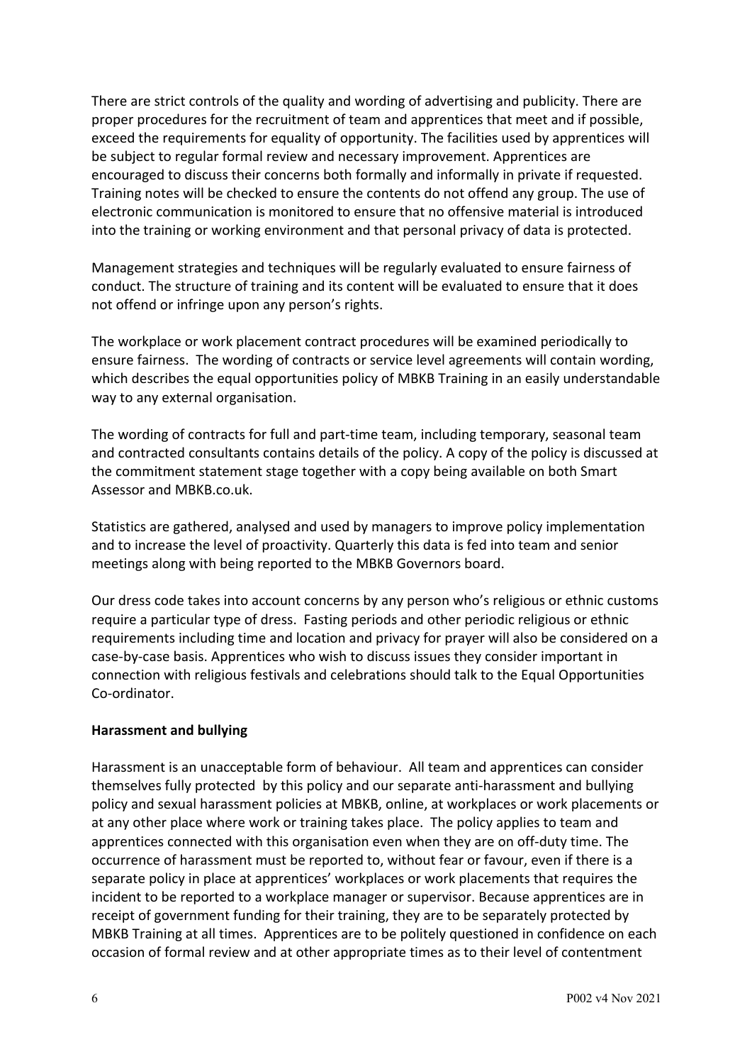There are strict controls of the quality and wording of advertising and publicity. There are proper procedures for the recruitment of team and apprentices that meet and if possible, exceed the requirements for equality of opportunity. The facilities used by apprentices will be subject to regular formal review and necessary improvement. Apprentices are encouraged to discuss their concerns both formally and informally in private if requested. Training notes will be checked to ensure the contents do not offend any group. The use of electronic communication is monitored to ensure that no offensive material is introduced into the training or working environment and that personal privacy of data is protected.

Management strategies and techniques will be regularly evaluated to ensure fairness of conduct. The structure of training and its content will be evaluated to ensure that it does not offend or infringe upon any person's rights.

The workplace or work placement contract procedures will be examined periodically to ensure fairness. The wording of contracts or service level agreements will contain wording, which describes the equal opportunities policy of MBKB Training in an easily understandable way to any external organisation.

The wording of contracts for full and part-time team, including temporary, seasonal team and contracted consultants contains details of the policy. A copy of the policy is discussed at the commitment statement stage together with a copy being available on both Smart Assessor and MBKB.co.uk.

Statistics are gathered, analysed and used by managers to improve policy implementation and to increase the level of proactivity. Quarterly this data is fed into team and senior meetings along with being reported to the MBKB Governors board.

Our dress code takes into account concerns by any person who's religious or ethnic customs require a particular type of dress. Fasting periods and other periodic religious or ethnic requirements including time and location and privacy for prayer will also be considered on a case-by-case basis. Apprentices who wish to discuss issues they consider important in connection with religious festivals and celebrations should talk to the Equal Opportunities Co-ordinator.

**Harassment and bullying**

Harassment is an unacceptable form of behaviour. All team and apprentices can consider themselves fully protected by this policy and our separate anti-harassment and bullying policy and sexual harassment policies at MBKB, online, at workplaces or work placements or at any other place where work or training takes place. The policy applies to team and apprentices connected with this organisation even when they are on off-duty time. The occurrence of harassment must be reported to, without fear or favour, even if there is a separate policy in place at apprentices' workplaces or work placements that requires the incident to be reported to a workplace manager or supervisor. Because apprentices are in receipt of government funding for their training, they are to be separately protected by MBKB Training at all times. Apprentices are to be politely questioned in confidence on each occasion of formal review and at other appropriate times as to their level of contentment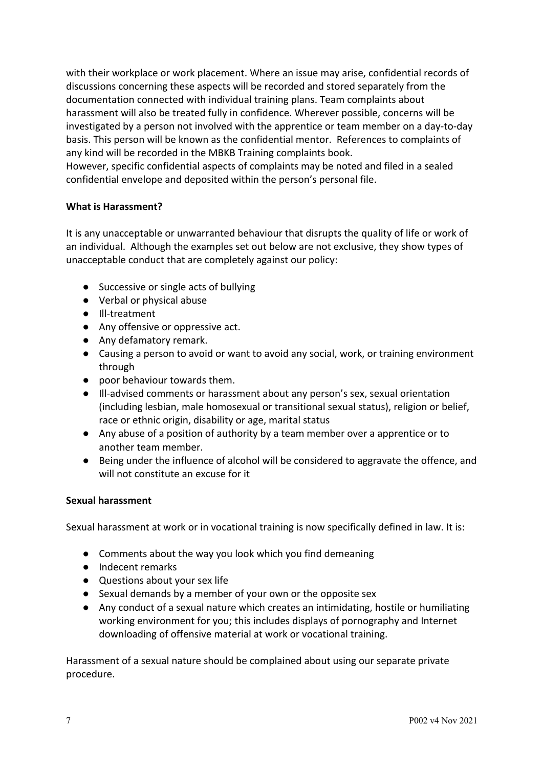with their workplace or work placement. Where an issue may arise, confidential records of discussions concerning these aspects will be recorded and stored separately from the documentation connected with individual training plans. Team complaints about harassment will also be treated fully in confidence. Wherever possible, concerns will be investigated by a person not involved with the apprentice or team member on a day-to-day basis. This person will be known as the confidential mentor. References to complaints of any kind will be recorded in the MBKB Training complaints book.
However, specific confidential aspects of complaints may be noted and filed in a sealed confidential envelope and deposited within the person's personal file.

**What is Harassment?**

It is any unacceptable or unwarranted behaviour that disrupts the quality of life or work of an individual. Although the examples set out below are not exclusive, they show types of unacceptable conduct that are completely against our policy:

- Successive or single acts of bullying
- Verbal or physical abuse
- Ill-treatment
- Any offensive or oppressive act.
- Any defamatory remark.
- Causing a person to avoid or want to avoid any social, work, or training environment through
- poor behaviour towards them.
- Ill-advised comments or harassment about any person's sex, sexual orientation (including lesbian, male homosexual or transitional sexual status), religion or belief, race or ethnic origin, disability or age, marital status
- Any abuse of a position of authority by a team member over a apprentice or to another team member.
- Being under the influence of alcohol will be considered to aggravate the offence, and will not constitute an excuse for it

**Sexual harassment**

Sexual harassment at work or in vocational training is now specifically defined in law. It is:

- Comments about the way you look which you find demeaning
- Indecent remarks
- Questions about your sex life
- Sexual demands by a member of your own or the opposite sex
- Any conduct of a sexual nature which creates an intimidating, hostile or humiliating working environment for you; this includes displays of pornography and Internet downloading of offensive material at work or vocational training.

Harassment of a sexual nature should be complained about using our separate private procedure.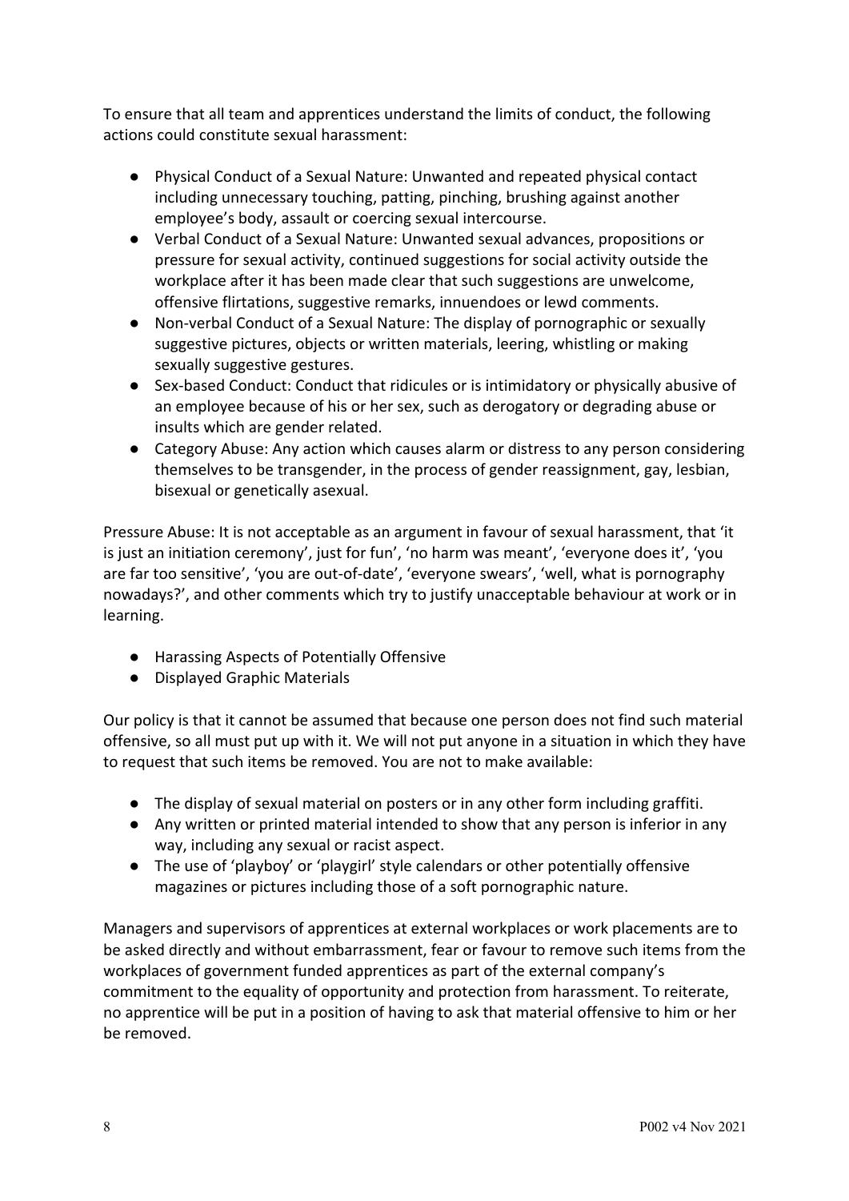To ensure that all team and apprentices understand the limits of conduct, the following actions could constitute sexual harassment:

- Physical Conduct of a Sexual Nature: Unwanted and repeated physical contact including unnecessary touching, patting, pinching, brushing against another employee's body, assault or coercing sexual intercourse.
- Verbal Conduct of a Sexual Nature: Unwanted sexual advances, propositions or pressure for sexual activity, continued suggestions for social activity outside the workplace after it has been made clear that such suggestions are unwelcome, offensive flirtations, suggestive remarks, innuendoes or lewd comments.
- Non-verbal Conduct of a Sexual Nature: The display of pornographic or sexually suggestive pictures, objects or written materials, leering, whistling or making sexually suggestive gestures.
- Sex-based Conduct: Conduct that ridicules or is intimidatory or physically abusive of an employee because of his or her sex, such as derogatory or degrading abuse or insults which are gender related.
- Category Abuse: Any action which causes alarm or distress to any person considering themselves to be transgender, in the process of gender reassignment, gay, lesbian, bisexual or genetically asexual.

Pressure Abuse: It is not acceptable as an argument in favour of sexual harassment, that 'it is just an initiation ceremony', just for fun', 'no harm was meant', 'everyone does it', 'you are far too sensitive', 'you are out-of-date', 'everyone swears', 'well, what is pornography nowadays?', and other comments which try to justify unacceptable behaviour at work or in learning.

- Harassing Aspects of Potentially Offensive
- Displayed Graphic Materials

Our policy is that it cannot be assumed that because one person does not find such material offensive, so all must put up with it. We will not put anyone in a situation in which they have to request that such items be removed. You are not to make available:

- The display of sexual material on posters or in any other form including graffiti.
- Any written or printed material intended to show that any person is inferior in any way, including any sexual or racist aspect.
- The use of 'playboy' or 'playgirl' style calendars or other potentially offensive magazines or pictures including those of a soft pornographic nature.

Managers and supervisors of apprentices at external workplaces or work placements are to be asked directly and without embarrassment, fear or favour to remove such items from the workplaces of government funded apprentices as part of the external company's commitment to the equality of opportunity and protection from harassment. To reiterate, no apprentice will be put in a position of having to ask that material offensive to him or her be removed.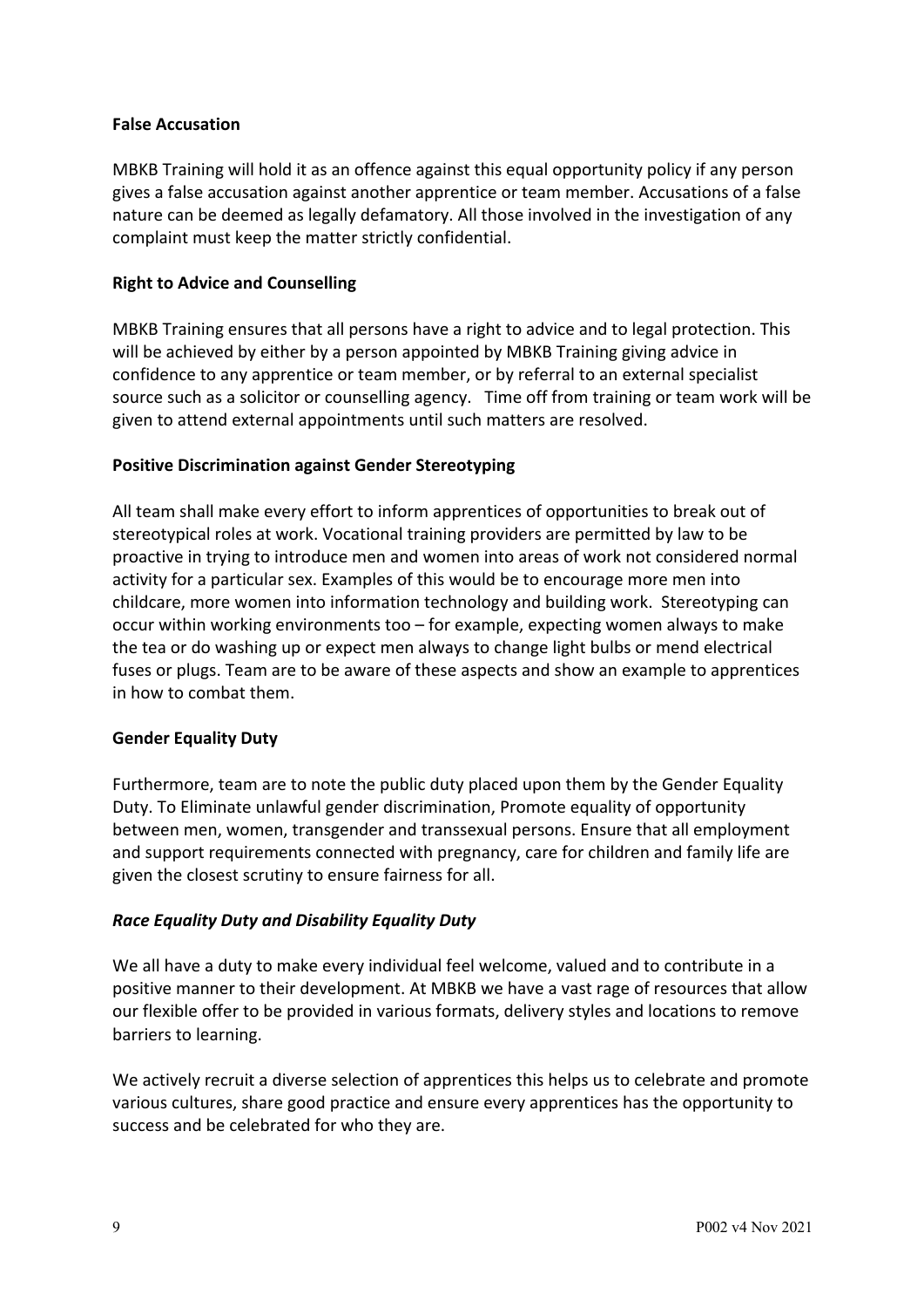**False Accusation**

MBKB Training will hold it as an offence against this equal opportunity policy if any person gives a false accusation against another apprentice or team member. Accusations of a false nature can be deemed as legally defamatory. All those involved in the investigation of any complaint must keep the matter strictly confidential.

**Right to Advice and Counselling**

MBKB Training ensures that all persons have a right to advice and to legal protection. This will be achieved by either by a person appointed by MBKB Training giving advice in confidence to any apprentice or team member, or by referral to an external specialist source such as a solicitor or counselling agency. Time off from training or team work will be given to attend external appointments until such matters are resolved.

**Positive Discrimination against Gender Stereotyping**

All team shall make every effort to inform apprentices of opportunities to break out of stereotypical roles at work. Vocational training providers are permitted by law to be proactive in trying to introduce men and women into areas of work not considered normal activity for a particular sex. Examples of this would be to encourage more men into childcare, more women into information technology and building work. Stereotyping can occur within working environments too – for example, expecting women always to make the tea or do washing up or expect men always to change light bulbs or mend electrical fuses or plugs. Team are to be aware of these aspects and show an example to apprentices in how to combat them.

**Gender Equality Duty**

Furthermore, team are to note the public duty placed upon them by the Gender Equality Duty. To Eliminate unlawful gender discrimination, Promote equality of opportunity between men, women, transgender and transsexual persons. Ensure that all employment and support requirements connected with pregnancy, care for children and family life are given the closest scrutiny to ensure fairness for all.

***Race Equality Duty and Disability Equality Duty***

We all have a duty to make every individual feel welcome, valued and to contribute in a positive manner to their development. At MBKB we have a vast rage of resources that allow our flexible offer to be provided in various formats, delivery styles and locations to remove barriers to learning.

We actively recruit a diverse selection of apprentices this helps us to celebrate and promote various cultures, share good practice and ensure every apprentices has the opportunity to success and be celebrated for who they are.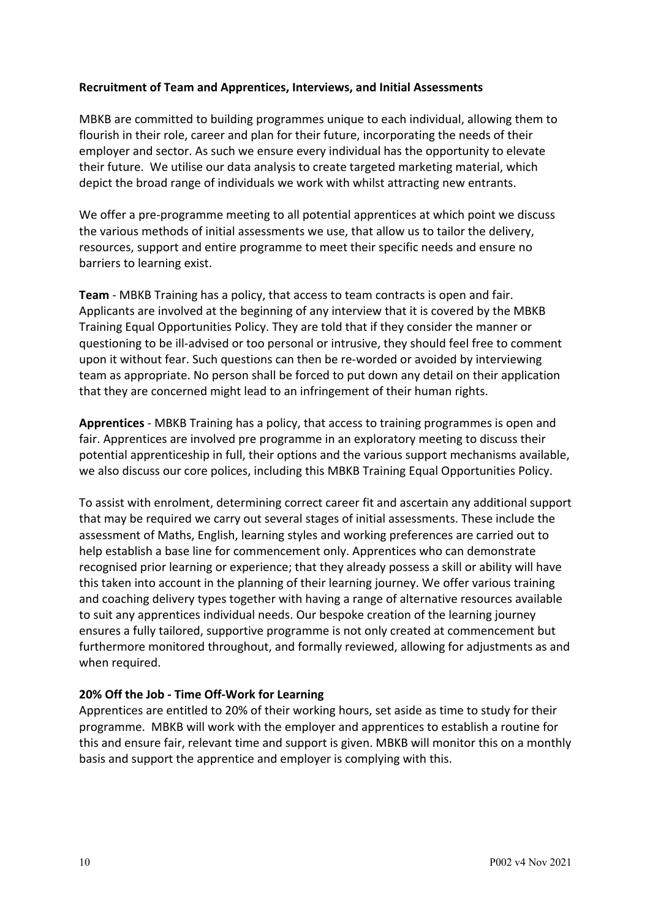**Recruitment of Team and Apprentices, Interviews, and Initial Assessments**

MBKB are committed to building programmes unique to each individual, allowing them to flourish in their role, career and plan for their future, incorporating the needs of their employer and sector. As such we ensure every individual has the opportunity to elevate their future. We utilise our data analysis to create targeted marketing material, which depict the broad range of individuals we work with whilst attracting new entrants.

We offer a pre-programme meeting to all potential apprentices at which point we discuss the various methods of initial assessments we use, that allow us to tailor the delivery, resources, support and entire programme to meet their specific needs and ensure no barriers to learning exist.

**Team** - MBKB Training has a policy, that access to team contracts is open and fair. Applicants are involved at the beginning of any interview that it is covered by the MBKB Training Equal Opportunities Policy. They are told that if they consider the manner or questioning to be ill-advised or too personal or intrusive, they should feel free to comment upon it without fear. Such questions can then be re-worded or avoided by interviewing team as appropriate. No person shall be forced to put down any detail on their application that they are concerned might lead to an infringement of their human rights.

**Apprentices** - MBKB Training has a policy, that access to training programmes is open and fair. Apprentices are involved pre programme in an exploratory meeting to discuss their potential apprenticeship in full, their options and the various support mechanisms available, we also discuss our core polices, including this MBKB Training Equal Opportunities Policy.

To assist with enrolment, determining correct career fit and ascertain any additional support that may be required we carry out several stages of initial assessments. These include the assessment of Maths, English, learning styles and working preferences are carried out to help establish a base line for commencement only. Apprentices who can demonstrate recognised prior learning or experience; that they already possess a skill or ability will have this taken into account in the planning of their learning journey. We offer various training and coaching delivery types together with having a range of alternative resources available to suit any apprentices individual needs. Our bespoke creation of the learning journey ensures a fully tailored, supportive programme is not only created at commencement but furthermore monitored throughout, and formally reviewed, allowing for adjustments as and when required.

**20% Off the Job - Time Off-Work for Learning**

Apprentices are entitled to 20% of their working hours, set aside as time to study for their programme. MBKB will work with the employer and apprentices to establish a routine for this and ensure fair, relevant time and support is given. MBKB will monitor this on a monthly basis and support the apprentice and employer is complying with this.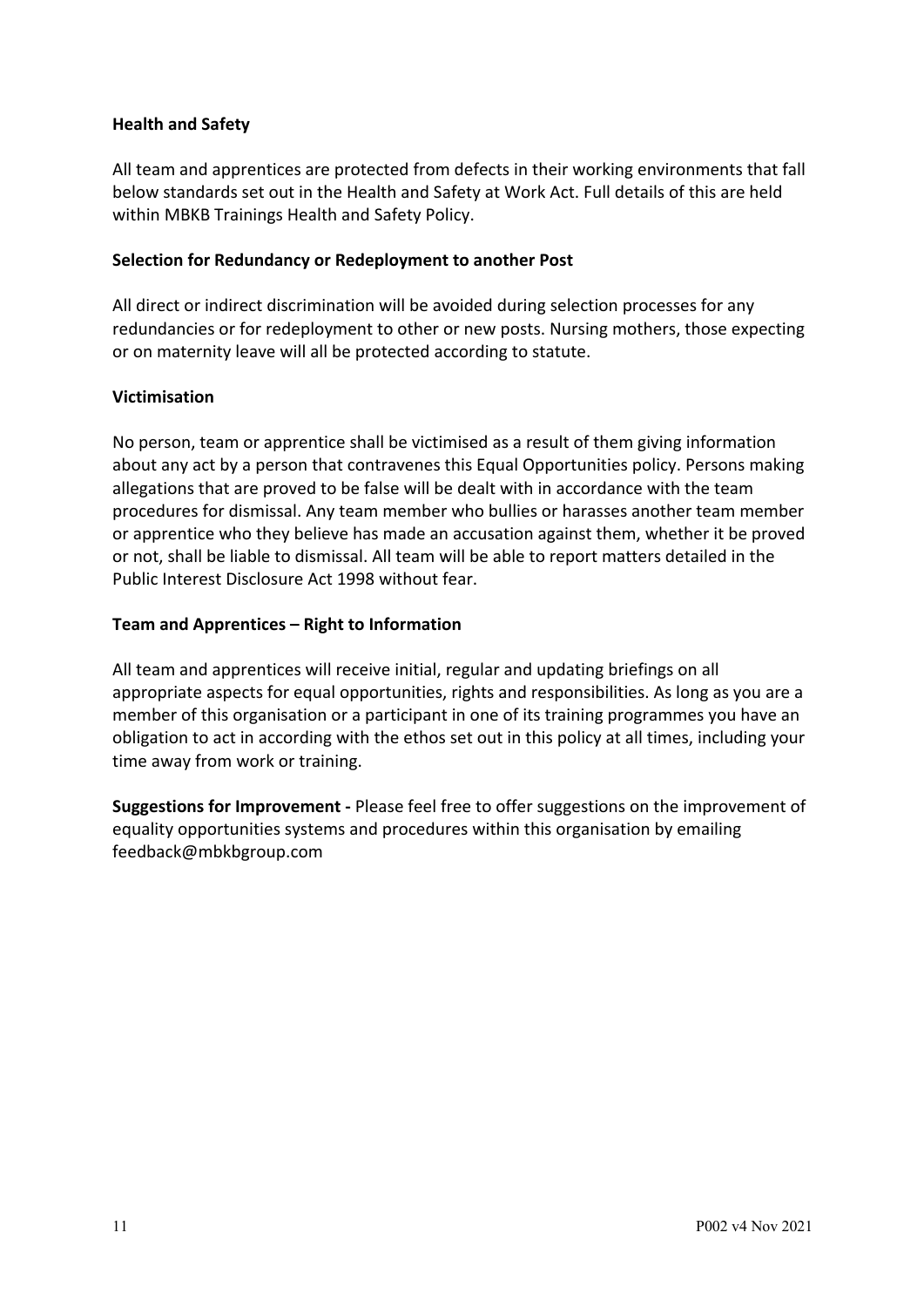**Health and Safety**

All team and apprentices are protected from defects in their working environments that fall below standards set out in the Health and Safety at Work Act. Full details of this are held within MBKB Trainings Health and Safety Policy.

**Selection for Redundancy or Redeployment to another Post**

All direct or indirect discrimination will be avoided during selection processes for any redundancies or for redeployment to other or new posts. Nursing mothers, those expecting or on maternity leave will all be protected according to statute.

**Victimisation**

No person, team or apprentice shall be victimised as a result of them giving information about any act by a person that contravenes this Equal Opportunities policy. Persons making allegations that are proved to be false will be dealt with in accordance with the team procedures for dismissal. Any team member who bullies or harasses another team member or apprentice who they believe has made an accusation against them, whether it be proved or not, shall be liable to dismissal. All team will be able to report matters detailed in the Public Interest Disclosure Act 1998 without fear.

**Team and Apprentices – Right to Information**

All team and apprentices will receive initial, regular and updating briefings on all appropriate aspects for equal opportunities, rights and responsibilities. As long as you are a member of this organisation or a participant in one of its training programmes you have an obligation to act in according with the ethos set out in this policy at all times, including your time away from work or training.

**Suggestions for Improvement -** Please feel free to offer suggestions on the improvement of equality opportunities systems and procedures within this organisation by emailing feedback@mbkbgroup.com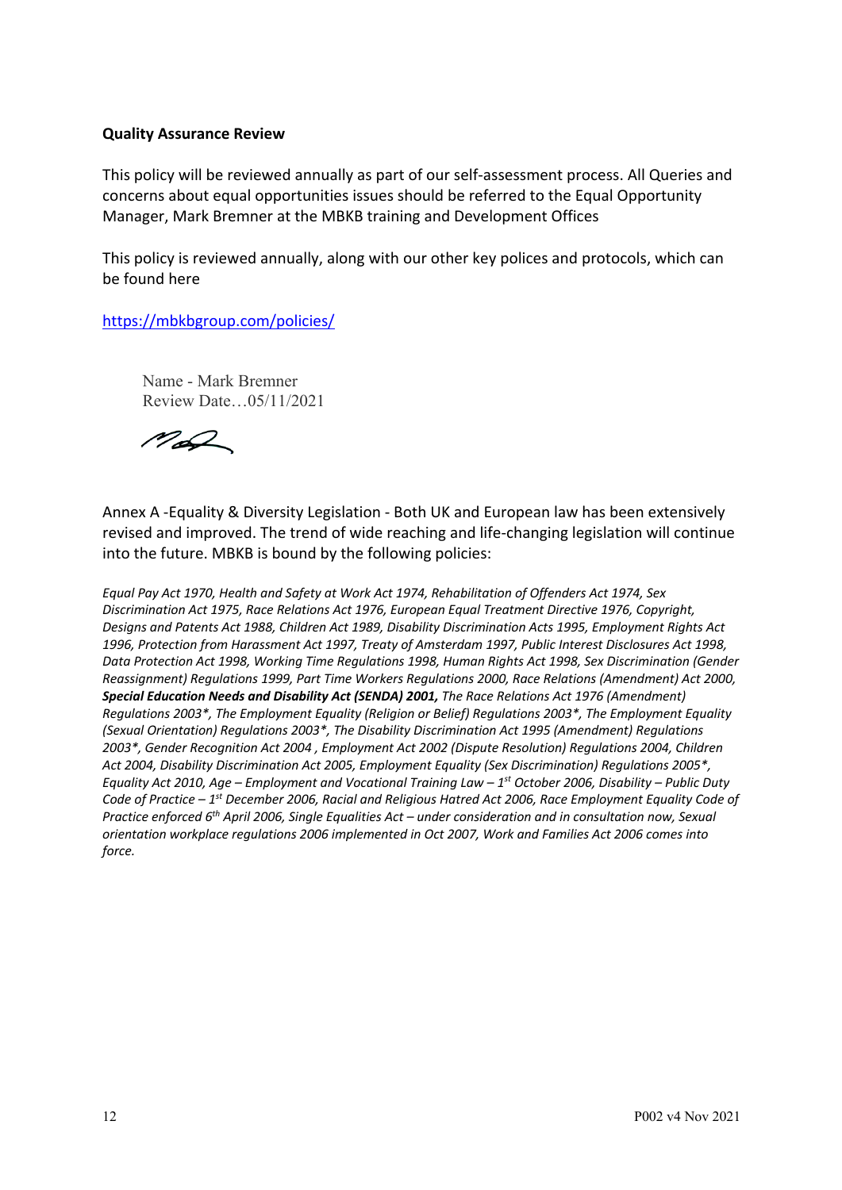**Quality Assurance Review**

This policy will be reviewed annually as part of our self-assessment process. All Queries and concerns about equal opportunities issues should be referred to the Equal Opportunity Manager, Mark Bremner at the MBKB training and Development Offices

This policy is reviewed annually, along with our other key polices and protocols, which can be found here

https://mbkbgroup.com/policies/

Name - Mark Bremner
Review Date…05/11/2021

Annex A -Equality & Diversity Legislation - Both UK and European law has been extensively revised and improved. The trend of wide reaching and life-changing legislation will continue into the future. MBKB is bound by the following policies:

*Equal Pay Act 1970, Health and Safety at Work Act 1974, Rehabilitation of Offenders Act 1974, Sex Discrimination Act 1975, Race Relations Act 1976, European Equal Treatment Directive 1976, Copyright, Designs and Patents Act 1988, Children Act 1989, Disability Discrimination Acts 1995, Employment Rights Act 1996, Protection from Harassment Act 1997, Treaty of Amsterdam 1997, Public Interest Disclosures Act 1998, Data Protection Act 1998, Working Time Regulations 1998, Human Rights Act 1998, Sex Discrimination (Gender Reassignment) Regulations 1999, Part Time Workers Regulations 2000, Race Relations (Amendment) Act 2000,* ***Special Education Needs and Disability Act (SENDA) 2001,*** *The Race Relations Act 1976 (Amendment) Regulations 2003*\*, The Employment Equality (Religion or Belief) Regulations 2003\*, The Employment Equality (Sexual Orientation) Regulations 2003\*, The Disability Discrimination Act 1995 (Amendment) Regulations 2003\*, Gender Recognition Act 2004 , Employment Act 2002 (Dispute Resolution) Regulations 2004, Children Act 2004, Disability Discrimination Act 2005, Employment Equality (Sex Discrimination) Regulations 2005\*, Equality Act 2010, Age – Employment and Vocational Training Law – 1st October 2006, Disability – Public Duty Code of Practice – 1st December 2006, Racial and Religious Hatred Act 2006, Race Employment Equality Code of Practice enforced 6th April 2006, Single Equalities Act – under consideration and in consultation now, Sexual orientation workplace regulations 2006 implemented in Oct 2007, Work and Families Act 2006 comes into force.*